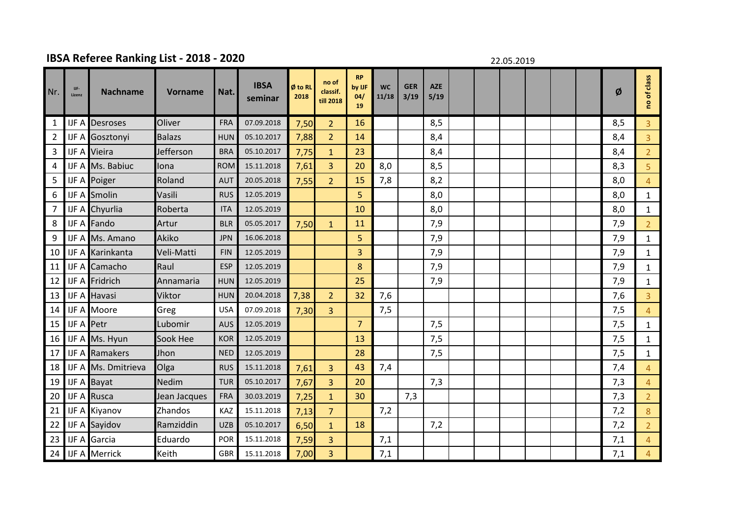# IBSA Referee Ranking List - 2018 - 2020

22.05.2019

| Nr. | IJF-Lizenz | Nachname | Vorname | Nat. | IBSA seminar | Ø to RL 2018 | no of classif. till 2018 | RP by IJF 04/19 | WC 11/18 | GER 3/19 | AZE 5/19 | | | | | | | Ø | no of class |
|---|---|---|---|---|---|---|---|---|---|---|---|---|---|---|---|---|---|---|---|
| 1 | IJF A | Desroses | Oliver | FRA | 07.09.2018 | 7,50 | 2 | 16 | | | 8,5 | | | | | | | 8,5 | 3 |
| 2 | IJF A | Gosztonyi | Balazs | HUN | 05.10.2017 | 7,88 | 2 | 14 | | | 8,4 | | | | | | | 8,4 | 3 |
| 3 | IJF A | Vieira | Jefferson | BRA | 05.10.2017 | 7,75 | 1 | 23 | | | 8,4 | | | | | | | 8,4 | 2 |
| 4 | IJF A | Ms. Babiuc | Iona | ROM | 15.11.2018 | 7,61 | 3 | 20 | 8,0 | | 8,5 | | | | | | | 8,3 | 5 |
| 5 | IJF A | Poiger | Roland | AUT | 20.05.2018 | 7,55 | 2 | 15 | 7,8 | | 8,2 | | | | | | | 8,0 | 4 |
| 6 | IJF A | Smolin | Vasili | RUS | 12.05.2019 | | | 5 | | | 8,0 | | | | | | | 8,0 | 1 |
| 7 | IJF A | Chyurlia | Roberta | ITA | 12.05.2019 | | | 10 | | | 8,0 | | | | | | | 8,0 | 1 |
| 8 | IJF A | Fando | Artur | BLR | 05.05.2017 | 7,50 | 1 | 11 | | | 7,9 | | | | | | | 7,9 | 2 |
| 9 | IJF A | Ms. Amano | Akiko | JPN | 16.06.2018 | | | 5 | | | 7,9 | | | | | | | 7,9 | 1 |
| 10 | IJF A | Karinkanta | Veli-Matti | FIN | 12.05.2019 | | | 3 | | | 7,9 | | | | | | | 7,9 | 1 |
| 11 | IJF A | Camacho | Raul | ESP | 12.05.2019 | | | 8 | | | 7,9 | | | | | | | 7,9 | 1 |
| 12 | IJF A | Fridrich | Annamaria | HUN | 12.05.2019 | | | 25 | | | 7,9 | | | | | | | 7,9 | 1 |
| 13 | IJF A | Havasi | Viktor | HUN | 20.04.2018 | 7,38 | 2 | 32 | 7,6 | | | | | | | | | 7,6 | 3 |
| 14 | IJF A | Moore | Greg | USA | 07.09.2018 | 7,30 | 3 | | 7,5 | | | | | | | | | 7,5 | 4 |
| 15 | IJF A | Petr | Lubomir | AUS | 12.05.2019 | | | 7 | | | 7,5 | | | | | | | 7,5 | 1 |
| 16 | IJF A | Ms. Hyun | Sook Hee | KOR | 12.05.2019 | | | 13 | | | 7,5 | | | | | | | 7,5 | 1 |
| 17 | IJF A | Ramakers | Jhon | NED | 12.05.2019 | | | 28 | | | 7,5 | | | | | | | 7,5 | 1 |
| 18 | IJF A | Ms. Dmitrieva | Olga | RUS | 15.11.2018 | 7,61 | 3 | 43 | 7,4 | | | | | | | | | 7,4 | 4 |
| 19 | IJF A | Bayat | Nedim | TUR | 05.10.2017 | 7,67 | 3 | 20 | | | 7,3 | | | | | | | 7,3 | 4 |
| 20 | IJF A | Rusca | Jean Jacques | FRA | 30.03.2019 | 7,25 | 1 | 30 | | 7,3 | | | | | | | | 7,3 | 2 |
| 21 | IJF A | Kiyanov | Zhandos | KAZ | 15.11.2018 | 7,13 | 7 | | 7,2 | | | | | | | | | 7,2 | 8 |
| 22 | IJF A | Sayidov | Ramziddin | UZB | 05.10.2017 | 6,50 | 1 | 18 | | | 7,2 | | | | | | | 7,2 | 2 |
| 23 | IJF A | Garcia | Eduardo | POR | 15.11.2018 | 7,59 | 3 | | 7,1 | | | | | | | | | 7,1 | 4 |
| 24 | IJF A | Merrick | Keith | GBR | 15.11.2018 | 7,00 | 3 | | 7,1 | | | | | | | | | 7,1 | 4 |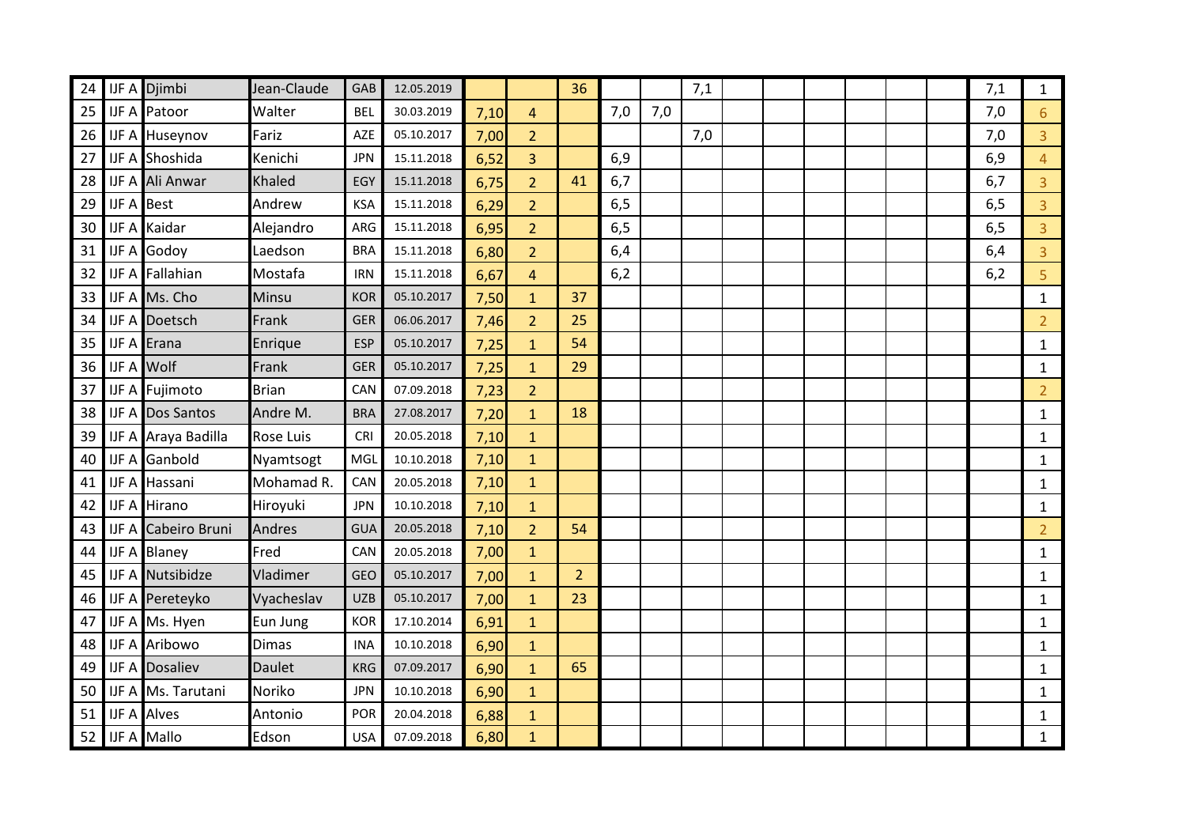| | | | | | | | | | | | | | | | | | | | |
|---|---|---|---|---|---|---|---|---|---|---|---|---|---|---|---|---|---|---|---|
| 24 | IJF A | Djimbi | Jean-Claude | GAB | 12.05.2019 | | | 36 | | | 7,1 | | | | | | | 7,1 | 1 |
| 25 | IJF A | Patoor | Walter | BEL | 30.03.2019 | 7,10 | 4 | | 7,0 | 7,0 | | | | | | | | 7,0 | 6 |
| 26 | IJF A | Huseynov | Fariz | AZE | 05.10.2017 | 7,00 | 2 | | | | 7,0 | | | | | | | 7,0 | 3 |
| 27 | IJF A | Shoshida | Kenichi | JPN | 15.11.2018 | 6,52 | 3 | | 6,9 | | | | | | | | | 6,9 | 4 |
| 28 | IJF A | Ali Anwar | Khaled | EGY | 15.11.2018 | 6,75 | 2 | 41 | 6,7 | | | | | | | | | 6,7 | 3 |
| 29 | IJF A | Best | Andrew | KSA | 15.11.2018 | 6,29 | 2 | | 6,5 | | | | | | | | | 6,5 | 3 |
| 30 | IJF A | Kaidar | Alejandro | ARG | 15.11.2018 | 6,95 | 2 | | 6,5 | | | | | | | | | 6,5 | 3 |
| 31 | IJF A | Godoy | Laedson | BRA | 15.11.2018 | 6,80 | 2 | | 6,4 | | | | | | | | | 6,4 | 3 |
| 32 | IJF A | Fallahian | Mostafa | IRN | 15.11.2018 | 6,67 | 4 | | 6,2 | | | | | | | | | 6,2 | 5 |
| 33 | IJF A | Ms. Cho | Minsu | KOR | 05.10.2017 | 7,50 | 1 | 37 | | | | | | | | | | | 1 |
| 34 | IJF A | Doetsch | Frank | GER | 06.06.2017 | 7,46 | 2 | 25 | | | | | | | | | | | 2 |
| 35 | IJF A | Erana | Enrique | ESP | 05.10.2017 | 7,25 | 1 | 54 | | | | | | | | | | | 1 |
| 36 | IJF A | Wolf | Frank | GER | 05.10.2017 | 7,25 | 1 | 29 | | | | | | | | | | | 1 |
| 37 | IJF A | Fujimoto | Brian | CAN | 07.09.2018 | 7,23 | 2 | | | | | | | | | | | | 2 |
| 38 | IJF A | Dos Santos | Andre M. | BRA | 27.08.2017 | 7,20 | 1 | 18 | | | | | | | | | | | 1 |
| 39 | IJF A | Araya Badilla | Rose Luis | CRI | 20.05.2018 | 7,10 | 1 | | | | | | | | | | | | 1 |
| 40 | IJF A | Ganbold | Nyamtsogt | MGL | 10.10.2018 | 7,10 | 1 | | | | | | | | | | | | 1 |
| 41 | IJF A | Hassani | Mohamad R. | CAN | 20.05.2018 | 7,10 | 1 | | | | | | | | | | | | 1 |
| 42 | IJF A | Hirano | Hiroyuki | JPN | 10.10.2018 | 7,10 | 1 | | | | | | | | | | | | 1 |
| 43 | IJF A | Cabeiro Bruni | Andres | GUA | 20.05.2018 | 7,10 | 2 | 54 | | | | | | | | | | | 2 |
| 44 | IJF A | Blaney | Fred | CAN | 20.05.2018 | 7,00 | 1 | | | | | | | | | | | | 1 |
| 45 | IJF A | Nutsibidze | Vladimer | GEO | 05.10.2017 | 7,00 | 1 | 2 | | | | | | | | | | | 1 |
| 46 | IJF A | Pereteyko | Vyacheslav | UZB | 05.10.2017 | 7,00 | 1 | 23 | | | | | | | | | | | 1 |
| 47 | IJF A | Ms. Hyen | Eun Jung | KOR | 17.10.2014 | 6,91 | 1 | | | | | | | | | | | | 1 |
| 48 | IJF A | Aribowo | Dimas | INA | 10.10.2018 | 6,90 | 1 | | | | | | | | | | | | 1 |
| 49 | IJF A | Dosaliev | Daulet | KRG | 07.09.2017 | 6,90 | 1 | 65 | | | | | | | | | | | 1 |
| 50 | IJF A | Ms. Tarutani | Noriko | JPN | 10.10.2018 | 6,90 | 1 | | | | | | | | | | | | 1 |
| 51 | IJF A | Alves | Antonio | POR | 20.04.2018 | 6,88 | 1 | | | | | | | | | | | | 1 |
| 52 | IJF A | Mallo | Edson | USA | 07.09.2018 | 6,80 | 1 | | | | | | | | | | | | 1 |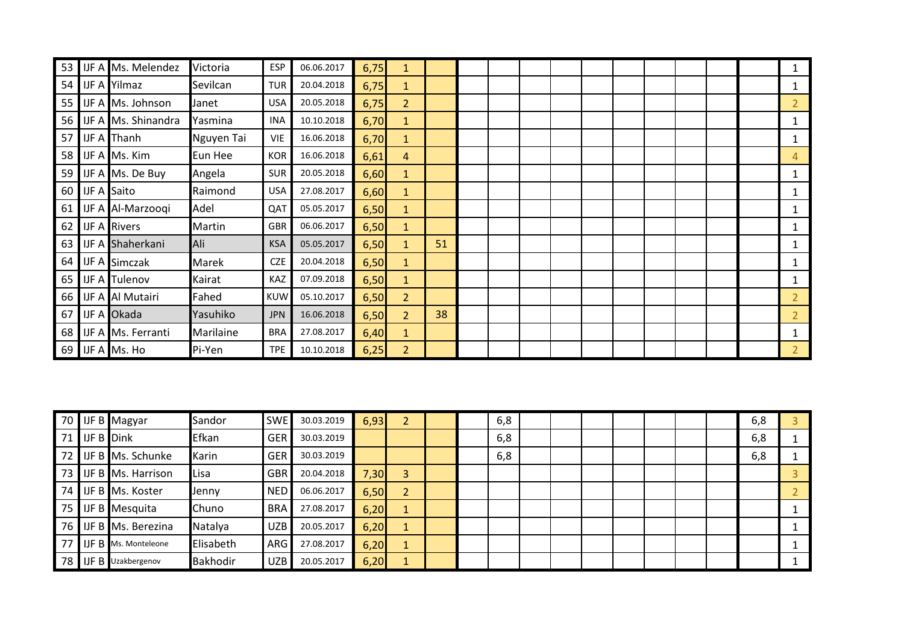| | | | | | | | | | | | | | | | | | | | |
|---|---|---|---|---|---|---|---|---|---|---|---|---|---|---|---|---|---|---|---|
| 53 | IJF A | Ms. Melendez | Victoria | ESP | 06.06.2017 | 6,75 | 1 | | | | | | | | | | | | 1 |
| 54 | IJF A | Yilmaz | Sevilcan | TUR | 20.04.2018 | 6,75 | 1 | | | | | | | | | | | | 1 |
| 55 | IJF A | Ms. Johnson | Janet | USA | 20.05.2018 | 6,75 | 2 | | | | | | | | | | | | 2 |
| 56 | IJF A | Ms. Shinandra | Yasmina | INA | 10.10.2018 | 6,70 | 1 | | | | | | | | | | | | 1 |
| 57 | IJF A | Thanh | Nguyen Tai | VIE | 16.06.2018 | 6,70 | 1 | | | | | | | | | | | | 1 |
| 58 | IJF A | Ms. Kim | Eun Hee | KOR | 16.06.2018 | 6,61 | 4 | | | | | | | | | | | | 4 |
| 59 | IJF A | Ms. De Buy | Angela | SUR | 20.05.2018 | 6,60 | 1 | | | | | | | | | | | | 1 |
| 60 | IJF A | Saito | Raimond | USA | 27.08.2017 | 6,60 | 1 | | | | | | | | | | | | 1 |
| 61 | IJF A | Al-Marzooqi | Adel | QAT | 05.05.2017 | 6,50 | 1 | | | | | | | | | | | | 1 |
| 62 | IJF A | Rivers | Martin | GBR | 06.06.2017 | 6,50 | 1 | | | | | | | | | | | | 1 |
| 63 | IJF A | Shaherkani | Ali | KSA | 05.05.2017 | 6,50 | 1 | 51 | | | | | | | | | | | 1 |
| 64 | IJF A | Simczak | Marek | CZE | 20.04.2018 | 6,50 | 1 | | | | | | | | | | | | 1 |
| 65 | IJF A | Tulenov | Kairat | KAZ | 07.09.2018 | 6,50 | 1 | | | | | | | | | | | | 1 |
| 66 | IJF A | Al Mutairi | Fahed | KUW | 05.10.2017 | 6,50 | 2 | | | | | | | | | | | | 2 |
| 67 | IJF A | Okada | Yasuhiko | JPN | 16.06.2018 | 6,50 | 2 | 38 | | | | | | | | | | | 2 |
| 68 | IJF A | Ms. Ferranti | Marilaine | BRA | 27.08.2017 | 6,40 | 1 | | | | | | | | | | | | 1 |
| 69 | IJF A | Ms. Ho | Pi-Yen | TPE | 10.10.2018 | 6,25 | 2 | | | | | | | | | | | | 2 |

| | | | | | | | | | | | | | | | | | | | |
|---|---|---|---|---|---|---|---|---|---|---|---|---|---|---|---|---|---|---|---|
| 70 | IJF B | Magyar | Sandor | SWE | 30.03.2019 | 6,93 | 2 | | | 6,8 | | | | | | | | 6,8 | 3 |
| 71 | IJF B | Dink | Efkan | GER | 30.03.2019 | | | | | 6,8 | | | | | | | | 6,8 | 1 |
| 72 | IJF B | Ms. Schunke | Karin | GER | 30.03.2019 | | | | | 6,8 | | | | | | | | 6,8 | 1 |
| 73 | IJF B | Ms. Harrison | Lisa | GBR | 20.04.2018 | 7,30 | 3 | | | | | | | | | | | | 3 |
| 74 | IJF B | Ms. Koster | Jenny | NED | 06.06.2017 | 6,50 | 2 | | | | | | | | | | | | 2 |
| 75 | IJF B | Mesquita | Chuno | BRA | 27.08.2017 | 6,20 | 1 | | | | | | | | | | | | 1 |
| 76 | IJF B | Ms. Berezina | Natalya | UZB | 20.05.2017 | 6,20 | 1 | | | | | | | | | | | | 1 |
| 77 | IJF B | Ms. Monteleone | Elisabeth | ARG | 27.08.2017 | 6,20 | 1 | | | | | | | | | | | | 1 |
| 78 | IJF B | Uzakbergenov | Bakhodir | UZB | 20.05.2017 | 6,20 | 1 | | | | | | | | | | | | 1 |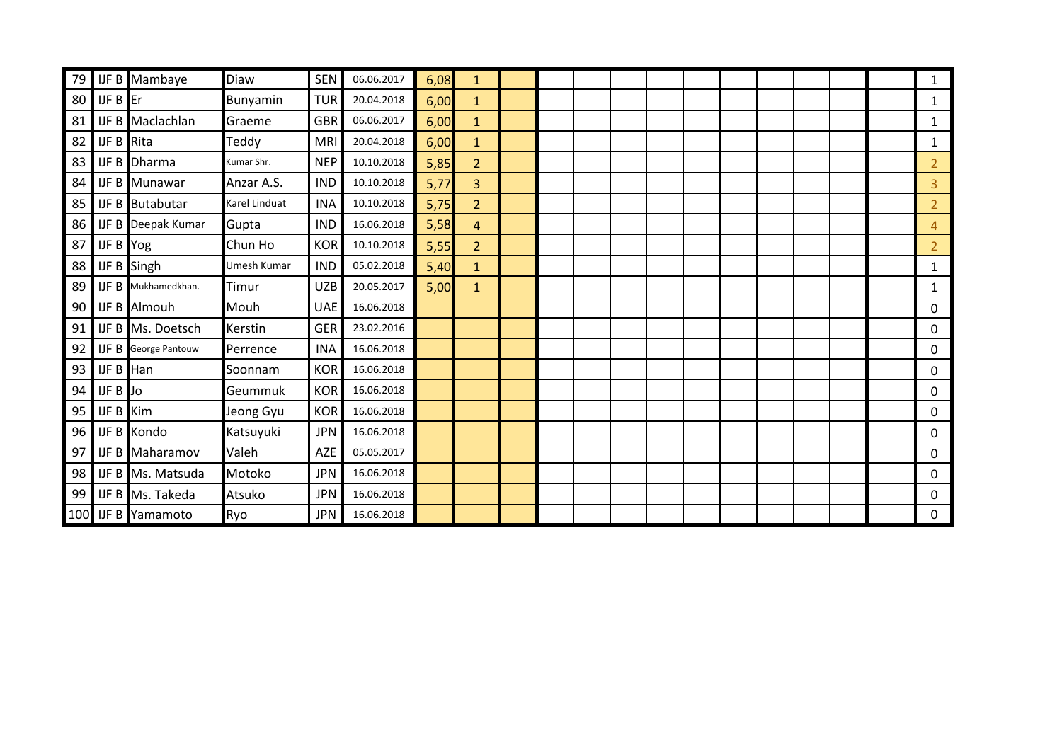| | | | | | | | | | | | | | | | | | | | |
|---|---|---|---|---|---|---|---|---|---|---|---|---|---|---|---|---|---|---|---|
| 79 | IJF B | Mambaye | Diaw | SEN | 06.06.2017 | 6,08 | 1 | | | | | | | | | | | | 1 |
| 80 | IJF B | Er | Bunyamin | TUR | 20.04.2018 | 6,00 | 1 | | | | | | | | | | | | 1 |
| 81 | IJF B | Maclachlan | Graeme | GBR | 06.06.2017 | 6,00 | 1 | | | | | | | | | | | | 1 |
| 82 | IJF B | Rita | Teddy | MRI | 20.04.2018 | 6,00 | 1 | | | | | | | | | | | | 1 |
| 83 | IJF B | Dharma | Kumar Shr. | NEP | 10.10.2018 | 5,85 | 2 | | | | | | | | | | | | 2 |
| 84 | IJF B | Munawar | Anzar A.S. | IND | 10.10.2018 | 5,77 | 3 | | | | | | | | | | | | 3 |
| 85 | IJF B | Butabutar | Karel Linduat | INA | 10.10.2018 | 5,75 | 2 | | | | | | | | | | | | 2 |
| 86 | IJF B | Deepak Kumar | Gupta | IND | 16.06.2018 | 5,58 | 4 | | | | | | | | | | | | 4 |
| 87 | IJF B | Yog | Chun Ho | KOR | 10.10.2018 | 5,55 | 2 | | | | | | | | | | | | 2 |
| 88 | IJF B | Singh | Umesh Kumar | IND | 05.02.2018 | 5,40 | 1 | | | | | | | | | | | | 1 |
| 89 | IJF B | Mukhamedkhan. | Timur | UZB | 20.05.2017 | 5,00 | 1 | | | | | | | | | | | | 1 |
| 90 | IJF B | Almouh | Mouh | UAE | 16.06.2018 | | | | | | | | | | | | | | 0 |
| 91 | IJF B | Ms. Doetsch | Kerstin | GER | 23.02.2016 | | | | | | | | | | | | | | 0 |
| 92 | IJF B | George Pantouw | Perrence | INA | 16.06.2018 | | | | | | | | | | | | | | 0 |
| 93 | IJF B | Han | Soonnam | KOR | 16.06.2018 | | | | | | | | | | | | | | 0 |
| 94 | IJF B | Jo | Geummuk | KOR | 16.06.2018 | | | | | | | | | | | | | | 0 |
| 95 | IJF B | Kim | Jeong Gyu | KOR | 16.06.2018 | | | | | | | | | | | | | | 0 |
| 96 | IJF B | Kondo | Katsuyuki | JPN | 16.06.2018 | | | | | | | | | | | | | | 0 |
| 97 | IJF B | Maharamov | Valeh | AZE | 05.05.2017 | | | | | | | | | | | | | | 0 |
| 98 | IJF B | Ms. Matsuda | Motoko | JPN | 16.06.2018 | | | | | | | | | | | | | | 0 |
| 99 | IJF B | Ms. Takeda | Atsuko | JPN | 16.06.2018 | | | | | | | | | | | | | | 0 |
| 100 | IJF B | Yamamoto | Ryo | JPN | 16.06.2018 | | | | | | | | | | | | | | 0 |